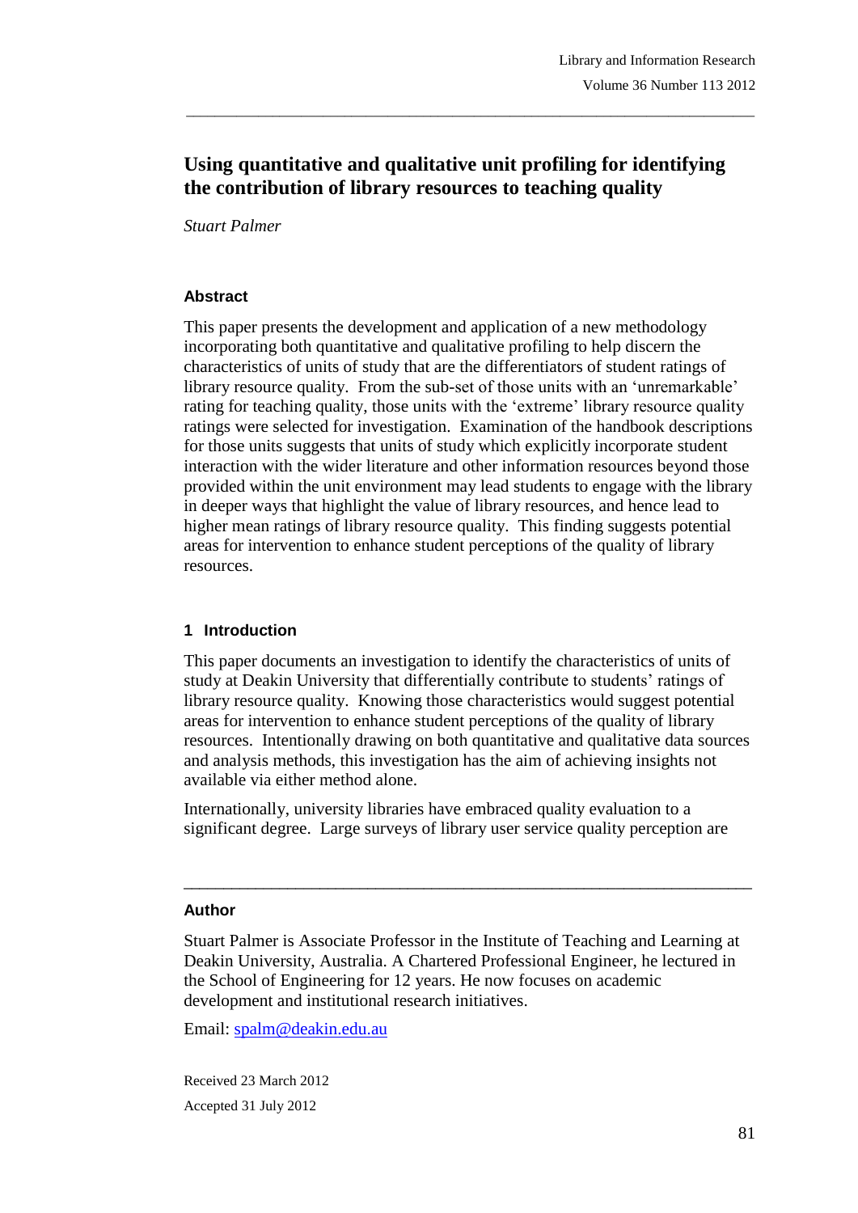# Using quantitative and qualitative unit profiling for identifying the contribution of library resources to teaching quality

*Stuart Palmer*

### Abstract

This paper presents the development and application of a new methodology incorporating both quantitative and qualitative profiling to help discern the characteristics of units of study that are the differentiators of student ratings of library resource quality. From the sub-set of those units with an 'unremarkable' rating for teaching quality, those units with the 'extreme' library resource quality ratings were selected for investigation. Examination of the handbook descriptions for those units suggests that units of study which explicitly incorporate student interaction with the wider literature and other information resources beyond those provided within the unit environment may lead students to engage with the library in deeper ways that highlight the value of library resources, and hence lead to higher mean ratings of library resource quality. This finding suggests potential areas for intervention to enhance student perceptions of the quality of library resources.

## 1 Introduction

This paper documents an investigation to identify the characteristics of units of study at Deakin University that differentially contribute to students' ratings of library resource quality. Knowing those characteristics would suggest potential areas for intervention to enhance student perceptions of the quality of library resources. Intentionally drawing on both quantitative and qualitative data sources and analysis methods, this investigation has the aim of achieving insights not available via either method alone.

Internationally, university libraries have embraced quality evaluation to a significant degree. Large surveys of library user service quality perception are

---

### Author

Stuart Palmer is Associate Professor in the Institute of Teaching and Learning at Deakin University, Australia. A Chartered Professional Engineer, he lectured in the School of Engineering for 12 years. He now focuses on academic development and institutional research initiatives.

Email: spalm@deakin.edu.au

Received 23 March 2012

Accepted 31 July 2012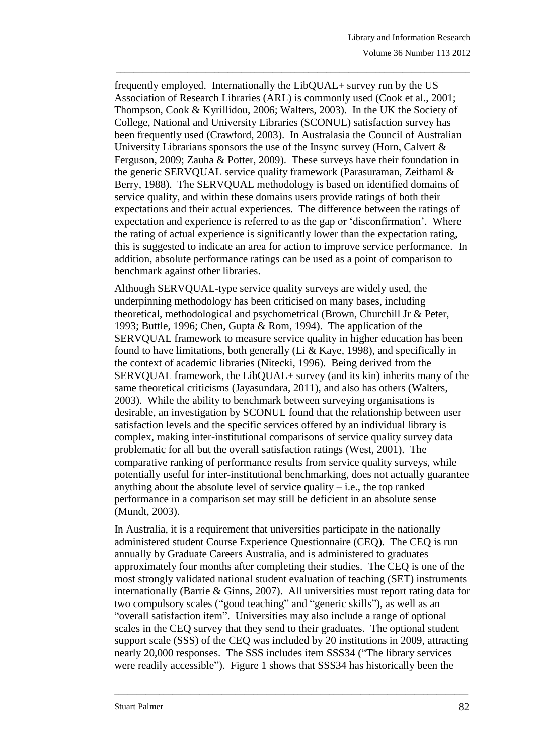frequently employed. Internationally the LibQUAL+ survey run by the US Association of Research Libraries (ARL) is commonly used (Cook et al., 2001; Thompson, Cook & Kyrillidou, 2006; Walters, 2003). In the UK the Society of College, National and University Libraries (SCONUL) satisfaction survey has been frequently used (Crawford, 2003). In Australasia the Council of Australian University Librarians sponsors the use of the Insync survey (Horn, Calvert & Ferguson, 2009; Zauha & Potter, 2009). These surveys have their foundation in the generic SERVQUAL service quality framework (Parasuraman, Zeithaml & Berry, 1988). The SERVQUAL methodology is based on identified domains of service quality, and within these domains users provide ratings of both their expectations and their actual experiences. The difference between the ratings of expectation and experience is referred to as the gap or 'disconfirmation'. Where the rating of actual experience is significantly lower than the expectation rating, this is suggested to indicate an area for action to improve service performance. In addition, absolute performance ratings can be used as a point of comparison to benchmark against other libraries.

Although SERVQUAL-type service quality surveys are widely used, the underpinning methodology has been criticised on many bases, including theoretical, methodological and psychometrical (Brown, Churchill Jr & Peter, 1993; Buttle, 1996; Chen, Gupta & Rom, 1994). The application of the SERVQUAL framework to measure service quality in higher education has been found to have limitations, both generally (Li & Kaye, 1998), and specifically in the context of academic libraries (Nitecki, 1996). Being derived from the SERVQUAL framework, the LibQUAL+ survey (and its kin) inherits many of the same theoretical criticisms (Jayasundara, 2011), and also has others (Walters, 2003). While the ability to benchmark between surveying organisations is desirable, an investigation by SCONUL found that the relationship between user satisfaction levels and the specific services offered by an individual library is complex, making inter-institutional comparisons of service quality survey data problematic for all but the overall satisfaction ratings (West, 2001). The comparative ranking of performance results from service quality surveys, while potentially useful for inter-institutional benchmarking, does not actually guarantee anything about the absolute level of service quality – i.e., the top ranked performance in a comparison set may still be deficient in an absolute sense (Mundt, 2003).

In Australia, it is a requirement that universities participate in the nationally administered student Course Experience Questionnaire (CEQ). The CEQ is run annually by Graduate Careers Australia, and is administered to graduates approximately four months after completing their studies. The CEQ is one of the most strongly validated national student evaluation of teaching (SET) instruments internationally (Barrie & Ginns, 2007). All universities must report rating data for two compulsory scales ("good teaching" and "generic skills"), as well as an "overall satisfaction item". Universities may also include a range of optional scales in the CEQ survey that they send to their graduates. The optional student support scale (SSS) of the CEQ was included by 20 institutions in 2009, attracting nearly 20,000 responses. The SSS includes item SSS34 ("The library services were readily accessible"). Figure 1 shows that SSS34 has historically been the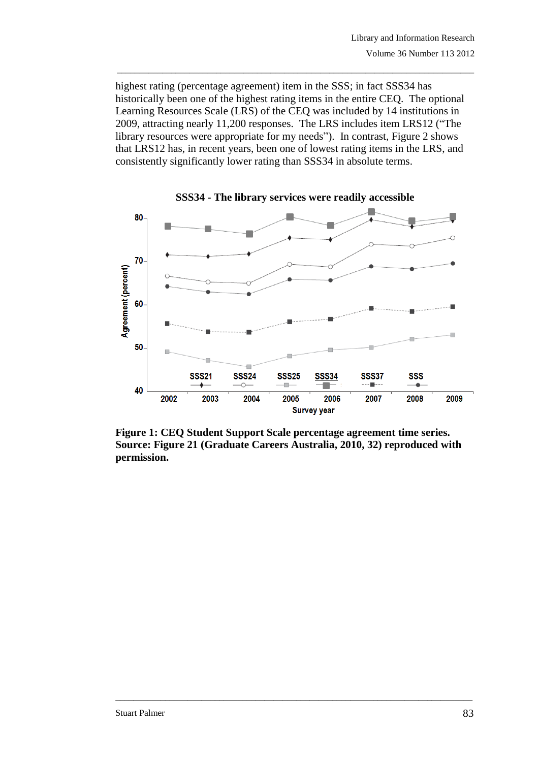highest rating (percentage agreement) item in the SSS; in fact SSS34 has historically been one of the highest rating items in the entire CEQ. The optional Learning Resources Scale (LRS) of the CEQ was included by 14 institutions in 2009, attracting nearly 11,200 responses. The LRS includes item LRS12 ("The library resources were appropriate for my needs"). In contrast, Figure 2 shows that LRS12 has, in recent years, been one of lowest rating items in the LRS, and consistently significantly lower rating than SSS34 in absolute terms.

**Figure 1: CEQ Student Support Scale percentage agreement time series. Source: Figure 21 (Graduate Careers Australia, 2010, 32) reproduced with permission.**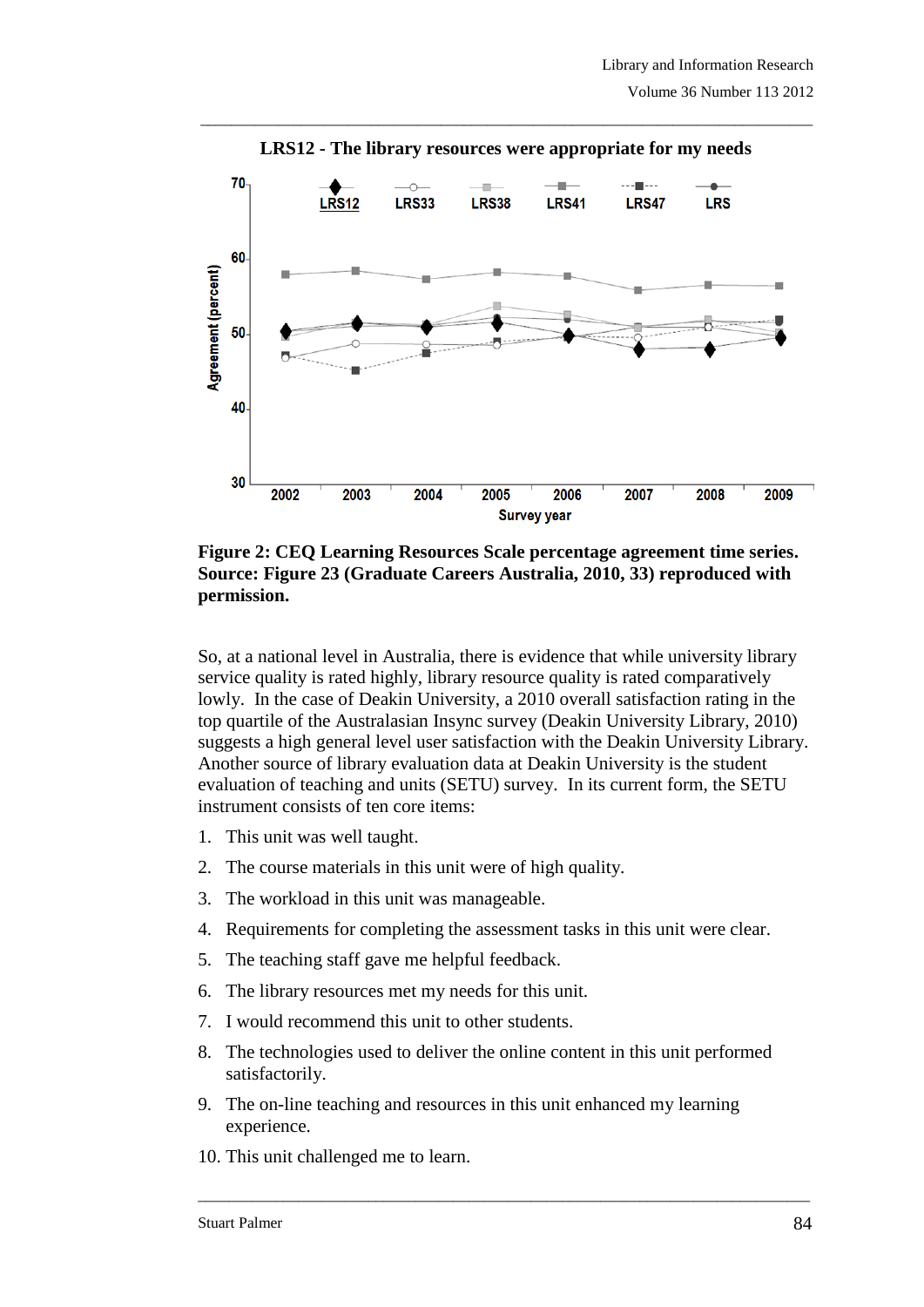**LRS12 - The library resources were appropriate for my needs**

**Figure 2: CEQ Learning Resources Scale percentage agreement time series. Source: Figure 23 (Graduate Careers Australia, 2010, 33) reproduced with permission.**

So, at a national level in Australia, there is evidence that while university library service quality is rated highly, library resource quality is rated comparatively lowly. In the case of Deakin University, a 2010 overall satisfaction rating in the top quartile of the Australasian Insync survey (Deakin University Library, 2010) suggests a high general level user satisfaction with the Deakin University Library. Another source of library evaluation data at Deakin University is the student evaluation of teaching and units (SETU) survey. In its current form, the SETU instrument consists of ten core items:

1. This unit was well taught.
2. The course materials in this unit were of high quality.
3. The workload in this unit was manageable.
4. Requirements for completing the assessment tasks in this unit were clear.
5. The teaching staff gave me helpful feedback.
6. The library resources met my needs for this unit.
7. I would recommend this unit to other students.
8. The technologies used to deliver the online content in this unit performed satisfactorily.
9. The on-line teaching and resources in this unit enhanced my learning experience.
10. This unit challenged me to learn.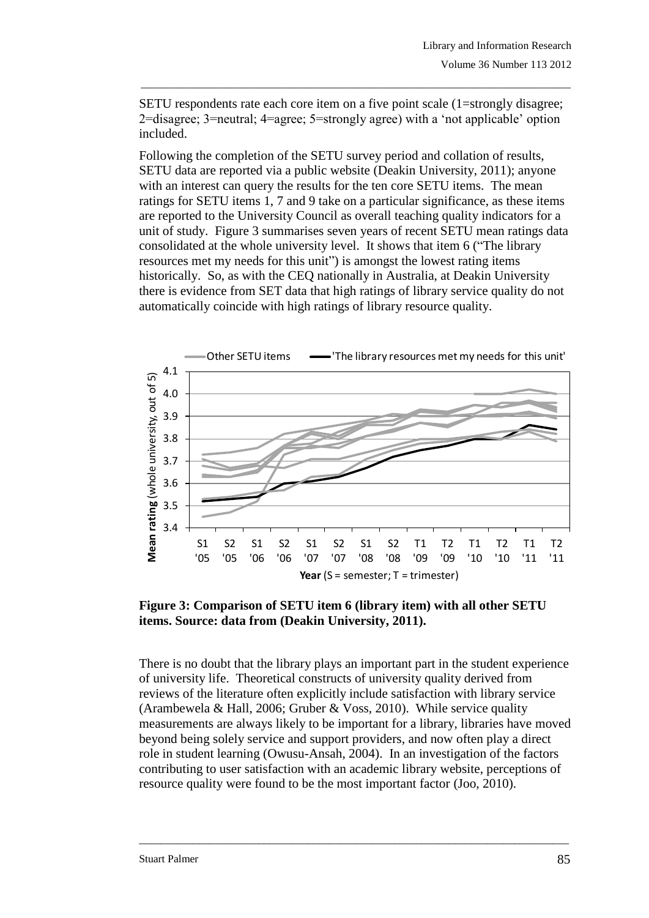SETU respondents rate each core item on a five point scale (1=strongly disagree; 2=disagree; 3=neutral; 4=agree; 5=strongly agree) with a 'not applicable' option included.

Following the completion of the SETU survey period and collation of results, SETU data are reported via a public website (Deakin University, 2011); anyone with an interest can query the results for the ten core SETU items. The mean ratings for SETU items 1, 7 and 9 take on a particular significance, as these items are reported to the University Council as overall teaching quality indicators for a unit of study. Figure 3 summarises seven years of recent SETU mean ratings data consolidated at the whole university level. It shows that item 6 ("The library resources met my needs for this unit") is amongst the lowest rating items historically. So, as with the CEQ nationally in Australia, at Deakin University there is evidence from SET data that high ratings of library service quality do not automatically coincide with high ratings of library resource quality.

**Figure 3: Comparison of SETU item 6 (library item) with all other SETU items. Source: data from (Deakin University, 2011).**

There is no doubt that the library plays an important part in the student experience of university life. Theoretical constructs of university quality derived from reviews of the literature often explicitly include satisfaction with library service (Arambewela & Hall, 2006; Gruber & Voss, 2010). While service quality measurements are always likely to be important for a library, libraries have moved beyond being solely service and support providers, and now often play a direct role in student learning (Owusu-Ansah, 2004). In an investigation of the factors contributing to user satisfaction with an academic library website, perceptions of resource quality were found to be the most important factor (Joo, 2010).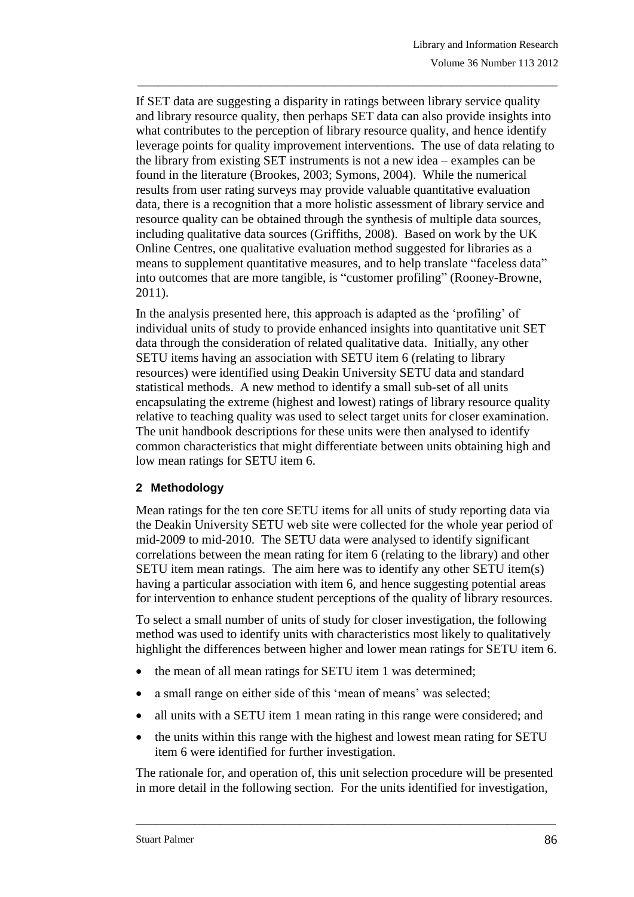If SET data are suggesting a disparity in ratings between library service quality and library resource quality, then perhaps SET data can also provide insights into what contributes to the perception of library resource quality, and hence identify leverage points for quality improvement interventions. The use of data relating to the library from existing SET instruments is not a new idea – examples can be found in the literature (Brookes, 2003; Symons, 2004). While the numerical results from user rating surveys may provide valuable quantitative evaluation data, there is a recognition that a more holistic assessment of library service and resource quality can be obtained through the synthesis of multiple data sources, including qualitative data sources (Griffiths, 2008). Based on work by the UK Online Centres, one qualitative evaluation method suggested for libraries as a means to supplement quantitative measures, and to help translate "faceless data" into outcomes that are more tangible, is "customer profiling" (Rooney-Browne, 2011).

In the analysis presented here, this approach is adapted as the 'profiling' of individual units of study to provide enhanced insights into quantitative unit SET data through the consideration of related qualitative data. Initially, any other SETU items having an association with SETU item 6 (relating to library resources) were identified using Deakin University SETU data and standard statistical methods. A new method to identify a small sub-set of all units encapsulating the extreme (highest and lowest) ratings of library resource quality relative to teaching quality was used to select target units for closer examination. The unit handbook descriptions for these units were then analysed to identify common characteristics that might differentiate between units obtaining high and low mean ratings for SETU item 6.

## 2 Methodology

Mean ratings for the ten core SETU items for all units of study reporting data via the Deakin University SETU web site were collected for the whole year period of mid-2009 to mid-2010. The SETU data were analysed to identify significant correlations between the mean rating for item 6 (relating to the library) and other SETU item mean ratings. The aim here was to identify any other SETU item(s) having a particular association with item 6, and hence suggesting potential areas for intervention to enhance student perceptions of the quality of library resources.

To select a small number of units of study for closer investigation, the following method was used to identify units with characteristics most likely to qualitatively highlight the differences between higher and lower mean ratings for SETU item 6.

- the mean of all mean ratings for SETU item 1 was determined;
- a small range on either side of this 'mean of means' was selected;
- all units with a SETU item 1 mean rating in this range were considered; and
- the units within this range with the highest and lowest mean rating for SETU item 6 were identified for further investigation.

The rationale for, and operation of, this unit selection procedure will be presented in more detail in the following section. For the units identified for investigation,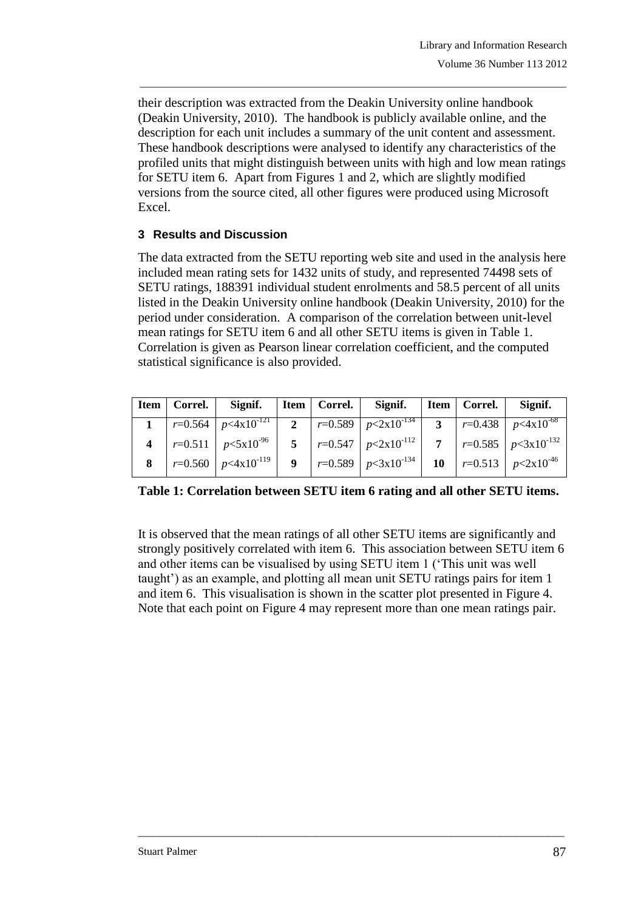their description was extracted from the Deakin University online handbook (Deakin University, 2010). The handbook is publicly available online, and the description for each unit includes a summary of the unit content and assessment. These handbook descriptions were analysed to identify any characteristics of the profiled units that might distinguish between units with high and low mean ratings for SETU item 6. Apart from Figures 1 and 2, which are slightly modified versions from the source cited, all other figures were produced using Microsoft Excel.

### 3 Results and Discussion

The data extracted from the SETU reporting web site and used in the analysis here included mean rating sets for 1432 units of study, and represented 74498 sets of SETU ratings, 188391 individual student enrolments and 58.5 percent of all units listed in the Deakin University online handbook (Deakin University, 2010) for the period under consideration. A comparison of the correlation between unit-level mean ratings for SETU item 6 and all other SETU items is given in Table 1. Correlation is given as Pearson linear correlation coefficient, and the computed statistical significance is also provided.

| Item | Correl. | Signif. | Item | Correl. | Signif. | Item | Correl. | Signif. |
|---|---|---|---|---|---|---|---|---|
| **1** | $r$=0.564 | $p<4\text{x}10^{-121}$ | **2** | $r$=0.589 | $p<2\text{x}10^{-134}$ | **3** | $r$=0.438 | $p<4\text{x}10^{-68}$ |
| **4** | $r$=0.511 | $p<5\text{x}10^{-96}$ | **5** | $r$=0.547 | $p<2\text{x}10^{-112}$ | **7** | $r$=0.585 | $p<3\text{x}10^{-132}$ |
| **8** | $r$=0.560 | $p<4\text{x}10^{-119}$ | **9** | $r$=0.589 | $p<3\text{x}10^{-134}$ | **10** | $r$=0.513 | $p<2\text{x}10^{-46}$ |

**Table 1: Correlation between SETU item 6 rating and all other SETU items.**

It is observed that the mean ratings of all other SETU items are significantly and strongly positively correlated with item 6. This association between SETU item 6 and other items can be visualised by using SETU item 1 ('This unit was well taught') as an example, and plotting all mean unit SETU ratings pairs for item 1 and item 6. This visualisation is shown in the scatter plot presented in Figure 4. Note that each point on Figure 4 may represent more than one mean ratings pair.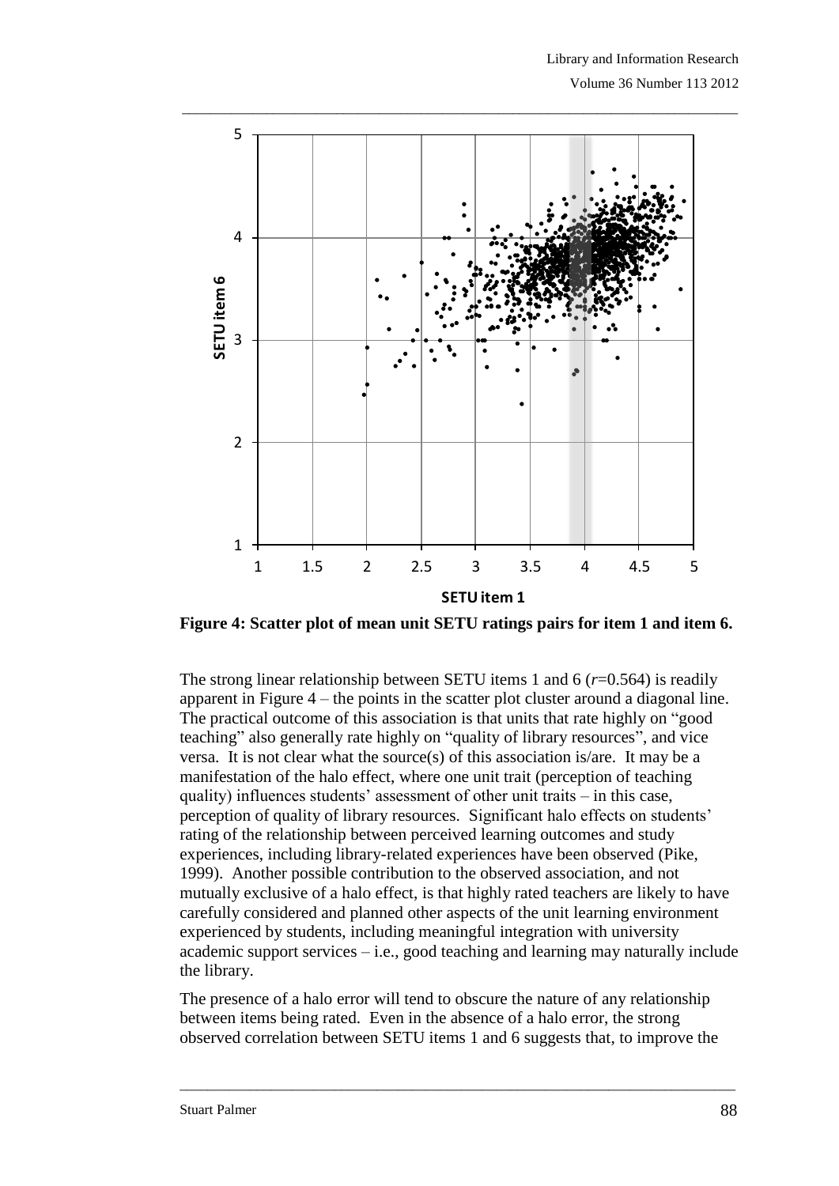**Figure 4: Scatter plot of mean unit SETU ratings pairs for item 1 and item 6.**

The strong linear relationship between SETU items 1 and 6 ($r$=0.564) is readily apparent in Figure 4 – the points in the scatter plot cluster around a diagonal line. The practical outcome of this association is that units that rate highly on "good teaching" also generally rate highly on "quality of library resources", and vice versa. It is not clear what the source(s) of this association is/are. It may be a manifestation of the halo effect, where one unit trait (perception of teaching quality) influences students' assessment of other unit traits – in this case, perception of quality of library resources. Significant halo effects on students' rating of the relationship between perceived learning outcomes and study experiences, including library-related experiences have been observed (Pike, 1999). Another possible contribution to the observed association, and not mutually exclusive of a halo effect, is that highly rated teachers are likely to have carefully considered and planned other aspects of the unit learning environment experienced by students, including meaningful integration with university academic support services – i.e., good teaching and learning may naturally include the library.

The presence of a halo error will tend to obscure the nature of any relationship between items being rated. Even in the absence of a halo error, the strong observed correlation between SETU items 1 and 6 suggests that, to improve the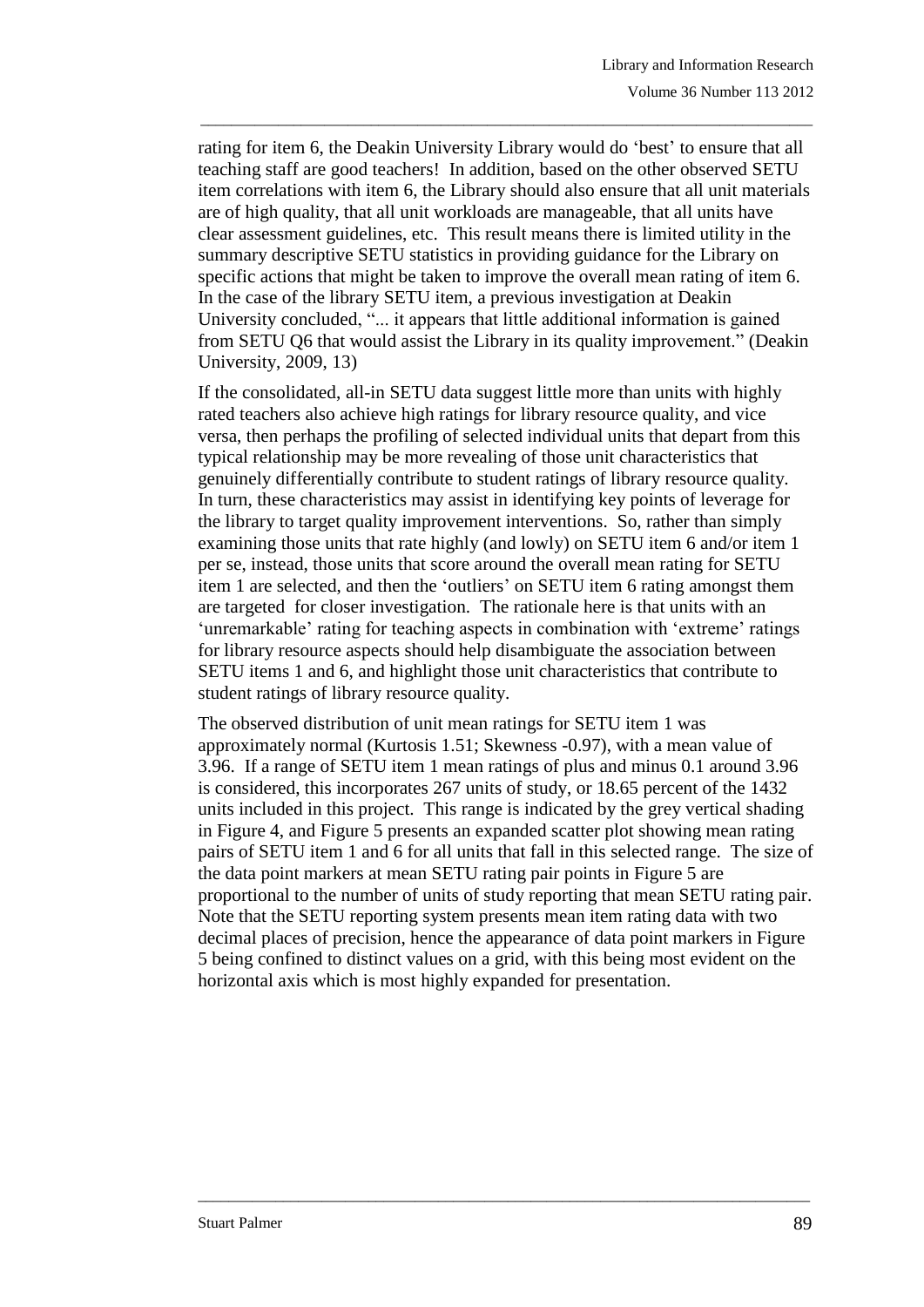rating for item 6, the Deakin University Library would do 'best' to ensure that all teaching staff are good teachers! In addition, based on the other observed SETU item correlations with item 6, the Library should also ensure that all unit materials are of high quality, that all unit workloads are manageable, that all units have clear assessment guidelines, etc. This result means there is limited utility in the summary descriptive SETU statistics in providing guidance for the Library on specific actions that might be taken to improve the overall mean rating of item 6. In the case of the library SETU item, a previous investigation at Deakin University concluded, "... it appears that little additional information is gained from SETU Q6 that would assist the Library in its quality improvement." (Deakin University, 2009, 13)

If the consolidated, all-in SETU data suggest little more than units with highly rated teachers also achieve high ratings for library resource quality, and vice versa, then perhaps the profiling of selected individual units that depart from this typical relationship may be more revealing of those unit characteristics that genuinely differentially contribute to student ratings of library resource quality. In turn, these characteristics may assist in identifying key points of leverage for the library to target quality improvement interventions. So, rather than simply examining those units that rate highly (and lowly) on SETU item 6 and/or item 1 per se, instead, those units that score around the overall mean rating for SETU item 1 are selected, and then the 'outliers' on SETU item 6 rating amongst them are targeted for closer investigation. The rationale here is that units with an 'unremarkable' rating for teaching aspects in combination with 'extreme' ratings for library resource aspects should help disambiguate the association between SETU items 1 and 6, and highlight those unit characteristics that contribute to student ratings of library resource quality.

The observed distribution of unit mean ratings for SETU item 1 was approximately normal (Kurtosis 1.51; Skewness -0.97), with a mean value of 3.96. If a range of SETU item 1 mean ratings of plus and minus 0.1 around 3.96 is considered, this incorporates 267 units of study, or 18.65 percent of the 1432 units included in this project. This range is indicated by the grey vertical shading in Figure 4, and Figure 5 presents an expanded scatter plot showing mean rating pairs of SETU item 1 and 6 for all units that fall in this selected range. The size of the data point markers at mean SETU rating pair points in Figure 5 are proportional to the number of units of study reporting that mean SETU rating pair. Note that the SETU reporting system presents mean item rating data with two decimal places of precision, hence the appearance of data point markers in Figure 5 being confined to distinct values on a grid, with this being most evident on the horizontal axis which is most highly expanded for presentation.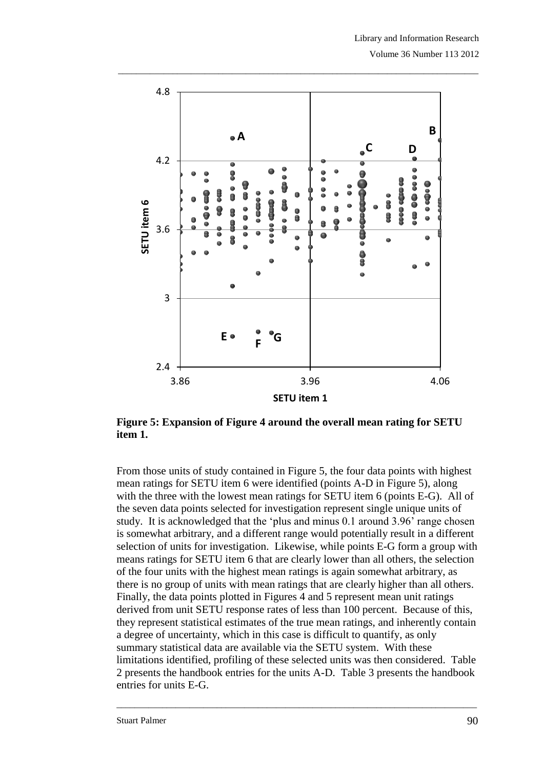**Figure 5: Expansion of Figure 4 around the overall mean rating for SETU item 1.**

From those units of study contained in Figure 5, the four data points with highest mean ratings for SETU item 6 were identified (points A-D in Figure 5), along with the three with the lowest mean ratings for SETU item 6 (points E-G). All of the seven data points selected for investigation represent single unique units of study. It is acknowledged that the 'plus and minus 0.1 around 3.96' range chosen is somewhat arbitrary, and a different range would potentially result in a different selection of units for investigation. Likewise, while points E-G form a group with means ratings for SETU item 6 that are clearly lower than all others, the selection of the four units with the highest mean ratings is again somewhat arbitrary, as there is no group of units with mean ratings that are clearly higher than all others. Finally, the data points plotted in Figures 4 and 5 represent mean unit ratings derived from unit SETU response rates of less than 100 percent. Because of this, they represent statistical estimates of the true mean ratings, and inherently contain a degree of uncertainty, which in this case is difficult to quantify, as only summary statistical data are available via the SETU system. With these limitations identified, profiling of these selected units was then considered. Table 2 presents the handbook entries for the units A-D. Table 3 presents the handbook entries for units E-G.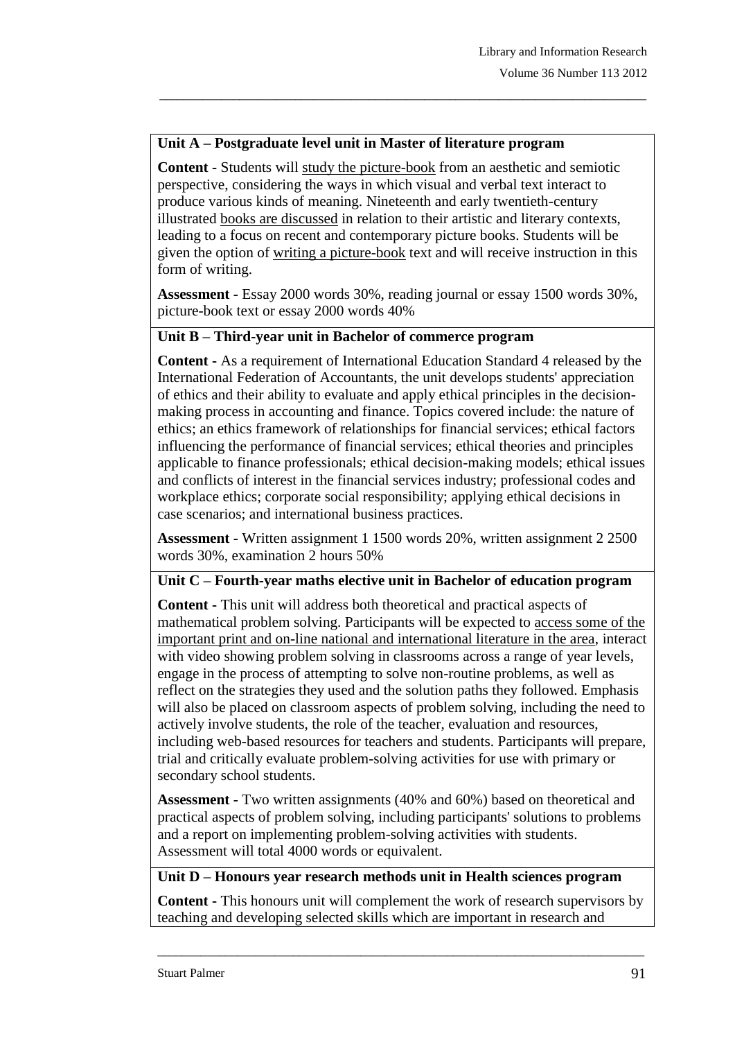**Unit A – Postgraduate level unit in Master of literature program**

**Content -** Students will study the picture-book from an aesthetic and semiotic perspective, considering the ways in which visual and verbal text interact to produce various kinds of meaning. Nineteenth and early twentieth-century illustrated books are discussed in relation to their artistic and literary contexts, leading to a focus on recent and contemporary picture books. Students will be given the option of writing a picture-book text and will receive instruction in this form of writing.

**Assessment -** Essay 2000 words 30%, reading journal or essay 1500 words 30%, picture-book text or essay 2000 words 40%

**Unit B – Third-year unit in Bachelor of commerce program**

**Content -** As a requirement of International Education Standard 4 released by the International Federation of Accountants, the unit develops students' appreciation of ethics and their ability to evaluate and apply ethical principles in the decision-making process in accounting and finance. Topics covered include: the nature of ethics; an ethics framework of relationships for financial services; ethical factors influencing the performance of financial services; ethical theories and principles applicable to finance professionals; ethical decision-making models; ethical issues and conflicts of interest in the financial services industry; professional codes and workplace ethics; corporate social responsibility; applying ethical decisions in case scenarios; and international business practices.

**Assessment -** Written assignment 1 1500 words 20%, written assignment 2 2500 words 30%, examination 2 hours 50%

**Unit C – Fourth-year maths elective unit in Bachelor of education program**

**Content -** This unit will address both theoretical and practical aspects of mathematical problem solving. Participants will be expected to access some of the important print and on-line national and international literature in the area, interact with video showing problem solving in classrooms across a range of year levels, engage in the process of attempting to solve non-routine problems, as well as reflect on the strategies they used and the solution paths they followed. Emphasis will also be placed on classroom aspects of problem solving, including the need to actively involve students, the role of the teacher, evaluation and resources, including web-based resources for teachers and students. Participants will prepare, trial and critically evaluate problem-solving activities for use with primary or secondary school students.

**Assessment -** Two written assignments (40% and 60%) based on theoretical and practical aspects of problem solving, including participants' solutions to problems and a report on implementing problem-solving activities with students. Assessment will total 4000 words or equivalent.

**Unit D – Honours year research methods unit in Health sciences program**

**Content -** This honours unit will complement the work of research supervisors by teaching and developing selected skills which are important in research and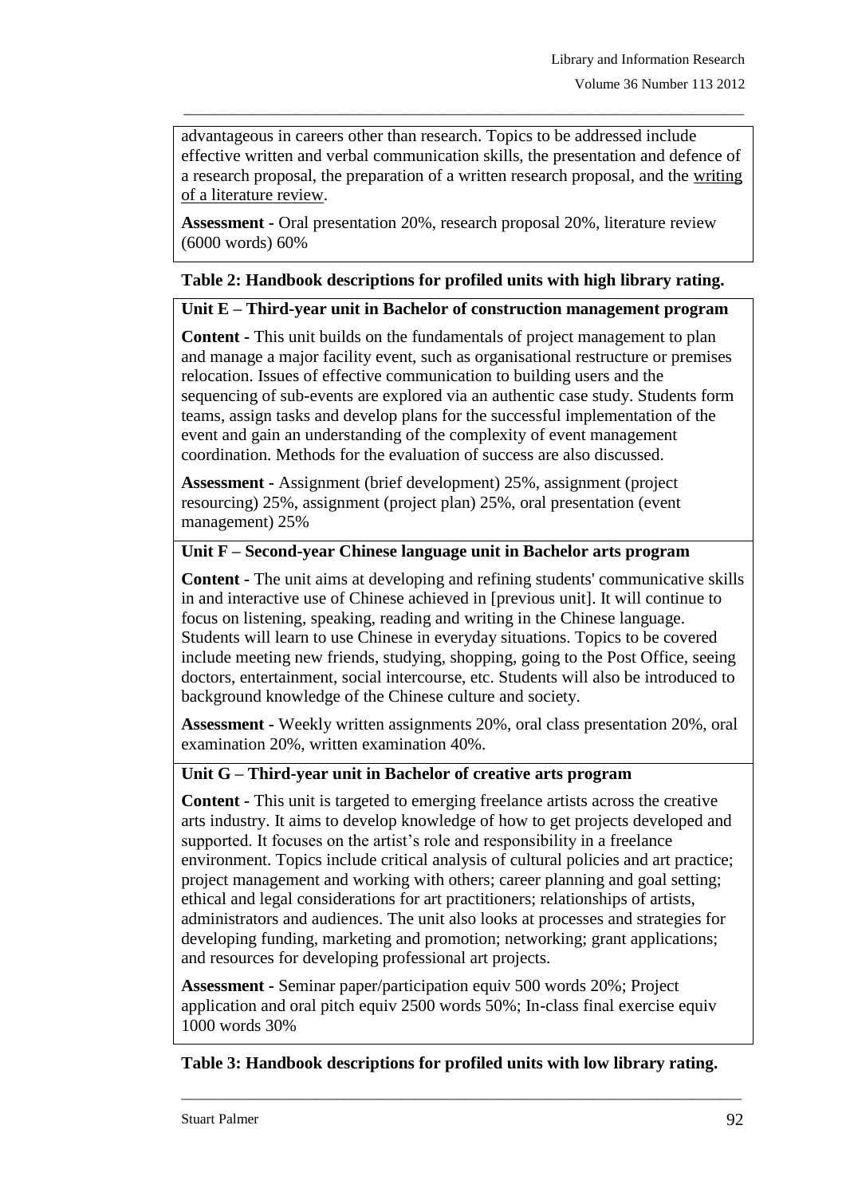advantageous in careers other than research. Topics to be addressed include effective written and verbal communication skills, the presentation and defence of a research proposal, the preparation of a written research proposal, and the <u>writing of a literature review</u>.

**Assessment -** Oral presentation 20%, research proposal 20%, literature review (6000 words) 60%

**Table 2: Handbook descriptions for profiled units with high library rating.**

**Unit E – Third-year unit in Bachelor of construction management program**

**Content -** This unit builds on the fundamentals of project management to plan and manage a major facility event, such as organisational restructure or premises relocation. Issues of effective communication to building users and the sequencing of sub-events are explored via an authentic case study. Students form teams, assign tasks and develop plans for the successful implementation of the event and gain an understanding of the complexity of event management coordination. Methods for the evaluation of success are also discussed.

**Assessment -** Assignment (brief development) 25%, assignment (project resourcing) 25%, assignment (project plan) 25%, oral presentation (event management) 25%

**Unit F – Second-year Chinese language unit in Bachelor arts program**

**Content -** The unit aims at developing and refining students' communicative skills in and interactive use of Chinese achieved in [previous unit]. It will continue to focus on listening, speaking, reading and writing in the Chinese language. Students will learn to use Chinese in everyday situations. Topics to be covered include meeting new friends, studying, shopping, going to the Post Office, seeing doctors, entertainment, social intercourse, etc. Students will also be introduced to background knowledge of the Chinese culture and society.

**Assessment -** Weekly written assignments 20%, oral class presentation 20%, oral examination 20%, written examination 40%.

**Unit G – Third-year unit in Bachelor of creative arts program**

**Content -** This unit is targeted to emerging freelance artists across the creative arts industry. It aims to develop knowledge of how to get projects developed and supported. It focuses on the artist's role and responsibility in a freelance environment. Topics include critical analysis of cultural policies and art practice; project management and working with others; career planning and goal setting; ethical and legal considerations for art practitioners; relationships of artists, administrators and audiences. The unit also looks at processes and strategies for developing funding, marketing and promotion; networking; grant applications; and resources for developing professional art projects.

**Assessment -** Seminar paper/participation equiv 500 words 20%; Project application and oral pitch equiv 2500 words 50%; In-class final exercise equiv 1000 words 30%

**Table 3: Handbook descriptions for profiled units with low library rating.**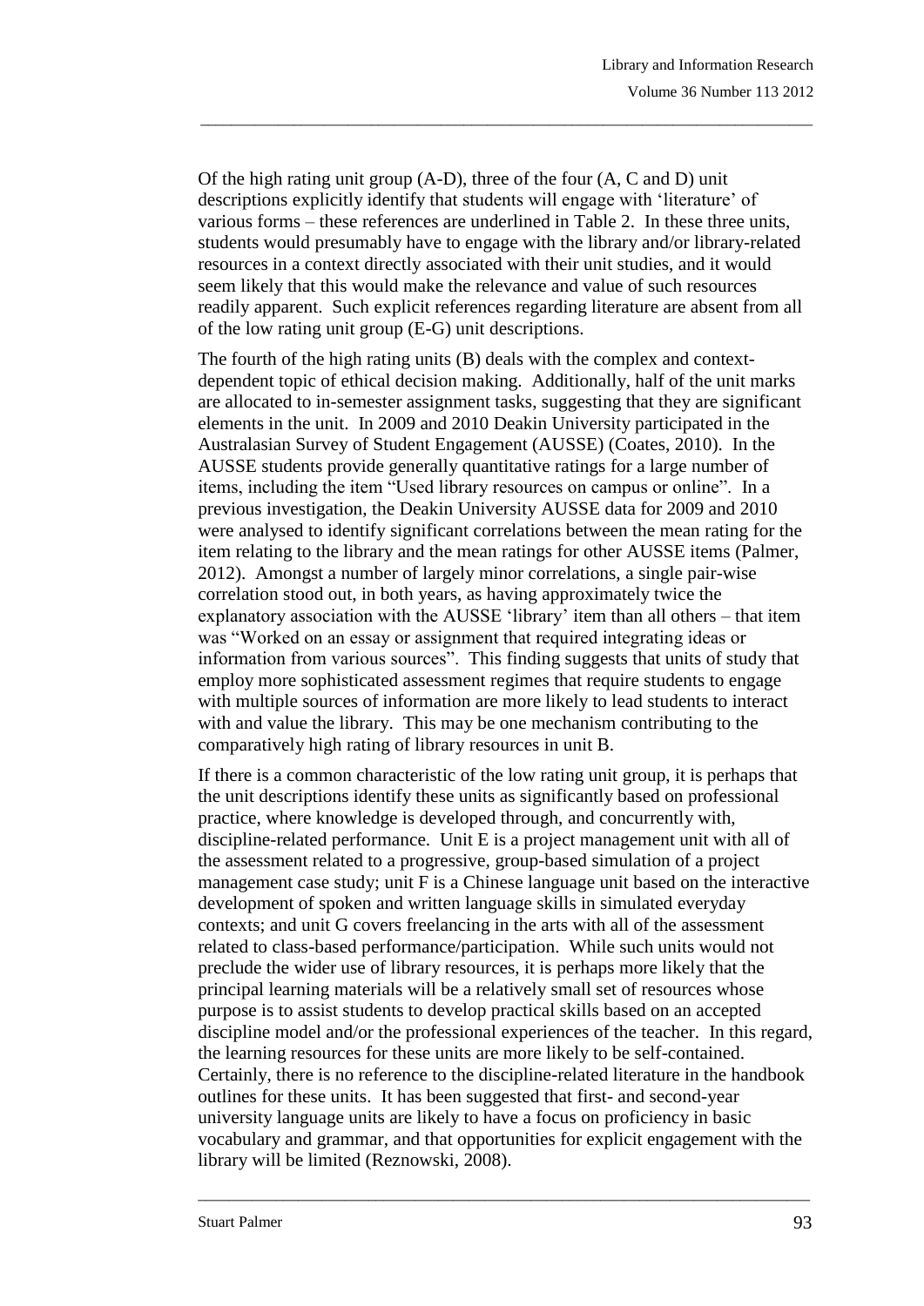Of the high rating unit group (A-D), three of the four (A, C and D) unit descriptions explicitly identify that students will engage with 'literature' of various forms – these references are underlined in Table 2. In these three units, students would presumably have to engage with the library and/or library-related resources in a context directly associated with their unit studies, and it would seem likely that this would make the relevance and value of such resources readily apparent. Such explicit references regarding literature are absent from all of the low rating unit group (E-G) unit descriptions.

The fourth of the high rating units (B) deals with the complex and context-dependent topic of ethical decision making. Additionally, half of the unit marks are allocated to in-semester assignment tasks, suggesting that they are significant elements in the unit. In 2009 and 2010 Deakin University participated in the Australasian Survey of Student Engagement (AUSSE) (Coates, 2010). In the AUSSE students provide generally quantitative ratings for a large number of items, including the item "Used library resources on campus or online". In a previous investigation, the Deakin University AUSSE data for 2009 and 2010 were analysed to identify significant correlations between the mean rating for the item relating to the library and the mean ratings for other AUSSE items (Palmer, 2012). Amongst a number of largely minor correlations, a single pair-wise correlation stood out, in both years, as having approximately twice the explanatory association with the AUSSE 'library' item than all others – that item was "Worked on an essay or assignment that required integrating ideas or information from various sources". This finding suggests that units of study that employ more sophisticated assessment regimes that require students to engage with multiple sources of information are more likely to lead students to interact with and value the library. This may be one mechanism contributing to the comparatively high rating of library resources in unit B.

If there is a common characteristic of the low rating unit group, it is perhaps that the unit descriptions identify these units as significantly based on professional practice, where knowledge is developed through, and concurrently with, discipline-related performance. Unit E is a project management unit with all of the assessment related to a progressive, group-based simulation of a project management case study; unit F is a Chinese language unit based on the interactive development of spoken and written language skills in simulated everyday contexts; and unit G covers freelancing in the arts with all of the assessment related to class-based performance/participation. While such units would not preclude the wider use of library resources, it is perhaps more likely that the principal learning materials will be a relatively small set of resources whose purpose is to assist students to develop practical skills based on an accepted discipline model and/or the professional experiences of the teacher. In this regard, the learning resources for these units are more likely to be self-contained. Certainly, there is no reference to the discipline-related literature in the handbook outlines for these units. It has been suggested that first- and second-year university language units are likely to have a focus on proficiency in basic vocabulary and grammar, and that opportunities for explicit engagement with the library will be limited (Reznowski, 2008).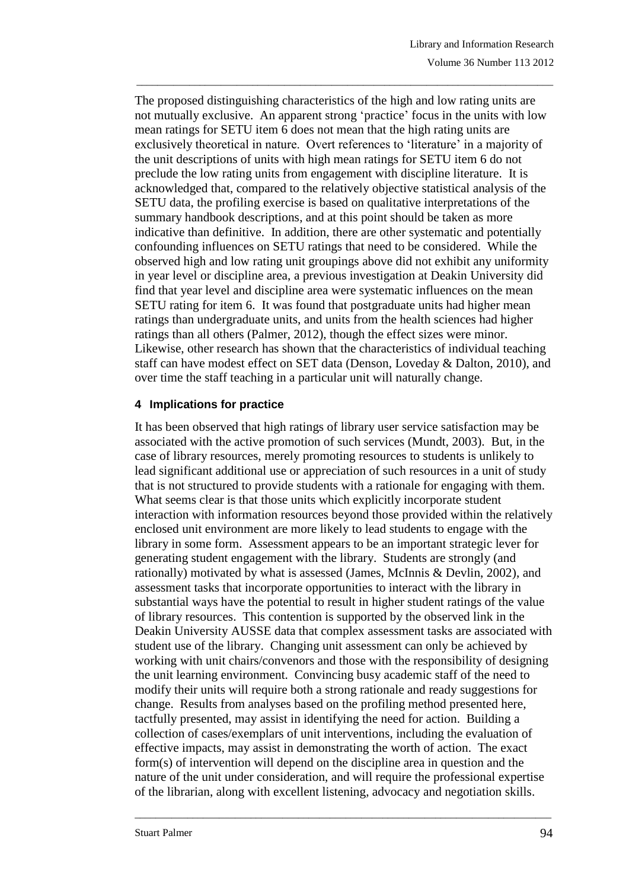The proposed distinguishing characteristics of the high and low rating units are not mutually exclusive. An apparent strong 'practice' focus in the units with low mean ratings for SETU item 6 does not mean that the high rating units are exclusively theoretical in nature. Overt references to 'literature' in a majority of the unit descriptions of units with high mean ratings for SETU item 6 do not preclude the low rating units from engagement with discipline literature. It is acknowledged that, compared to the relatively objective statistical analysis of the SETU data, the profiling exercise is based on qualitative interpretations of the summary handbook descriptions, and at this point should be taken as more indicative than definitive. In addition, there are other systematic and potentially confounding influences on SETU ratings that need to be considered. While the observed high and low rating unit groupings above did not exhibit any uniformity in year level or discipline area, a previous investigation at Deakin University did find that year level and discipline area were systematic influences on the mean SETU rating for item 6. It was found that postgraduate units had higher mean ratings than undergraduate units, and units from the health sciences had higher ratings than all others (Palmer, 2012), though the effect sizes were minor. Likewise, other research has shown that the characteristics of individual teaching staff can have modest effect on SET data (Denson, Loveday & Dalton, 2010), and over time the staff teaching in a particular unit will naturally change.

## 4 Implications for practice

It has been observed that high ratings of library user service satisfaction may be associated with the active promotion of such services (Mundt, 2003). But, in the case of library resources, merely promoting resources to students is unlikely to lead significant additional use or appreciation of such resources in a unit of study that is not structured to provide students with a rationale for engaging with them. What seems clear is that those units which explicitly incorporate student interaction with information resources beyond those provided within the relatively enclosed unit environment are more likely to lead students to engage with the library in some form. Assessment appears to be an important strategic lever for generating student engagement with the library. Students are strongly (and rationally) motivated by what is assessed (James, McInnis & Devlin, 2002), and assessment tasks that incorporate opportunities to interact with the library in substantial ways have the potential to result in higher student ratings of the value of library resources. This contention is supported by the observed link in the Deakin University AUSSE data that complex assessment tasks are associated with student use of the library. Changing unit assessment can only be achieved by working with unit chairs/convenors and those with the responsibility of designing the unit learning environment. Convincing busy academic staff of the need to modify their units will require both a strong rationale and ready suggestions for change. Results from analyses based on the profiling method presented here, tactfully presented, may assist in identifying the need for action. Building a collection of cases/exemplars of unit interventions, including the evaluation of effective impacts, may assist in demonstrating the worth of action. The exact form(s) of intervention will depend on the discipline area in question and the nature of the unit under consideration, and will require the professional expertise of the librarian, along with excellent listening, advocacy and negotiation skills.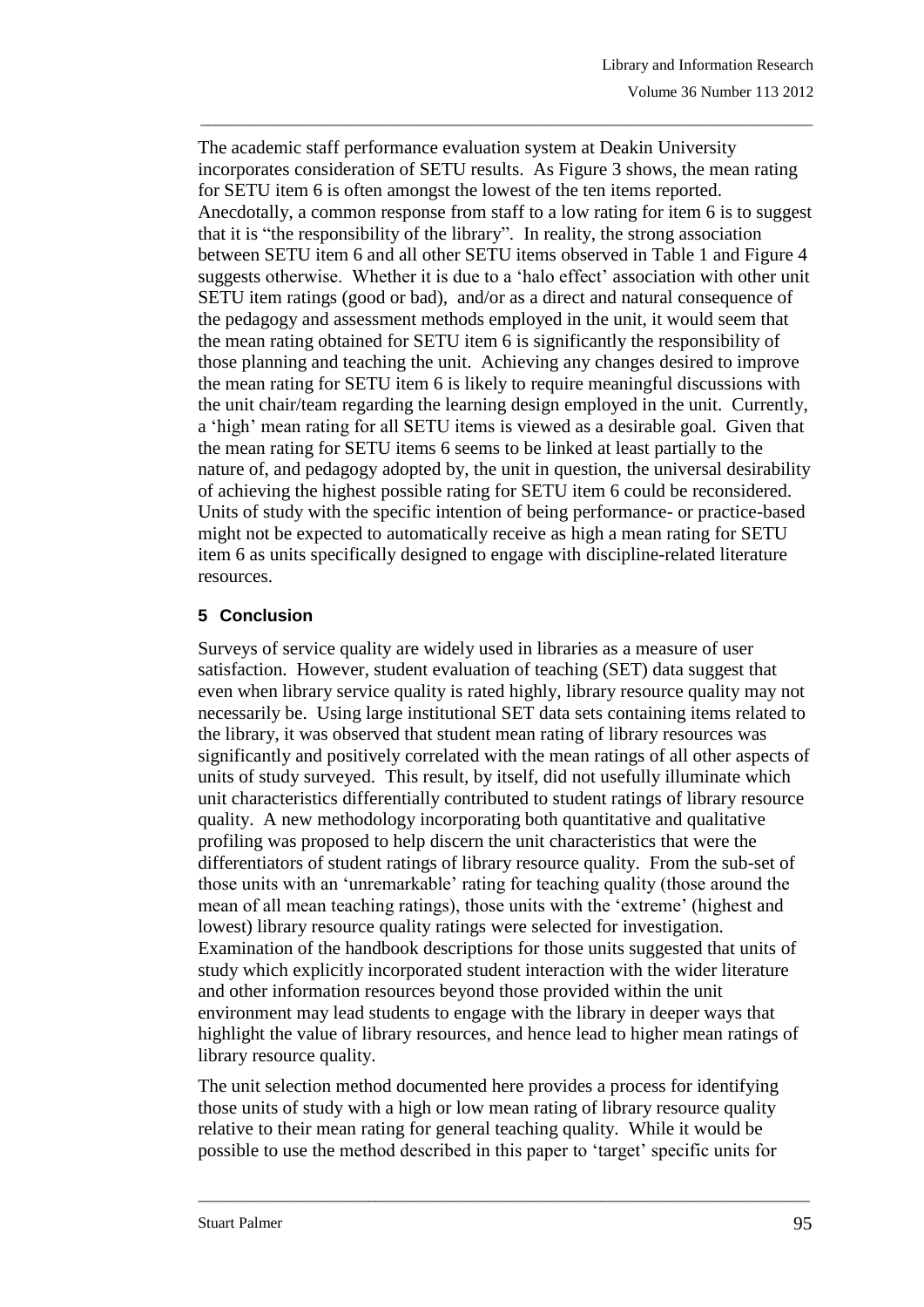The academic staff performance evaluation system at Deakin University incorporates consideration of SETU results. As Figure 3 shows, the mean rating for SETU item 6 is often amongst the lowest of the ten items reported. Anecdotally, a common response from staff to a low rating for item 6 is to suggest that it is "the responsibility of the library". In reality, the strong association between SETU item 6 and all other SETU items observed in Table 1 and Figure 4 suggests otherwise. Whether it is due to a 'halo effect' association with other unit SETU item ratings (good or bad), and/or as a direct and natural consequence of the pedagogy and assessment methods employed in the unit, it would seem that the mean rating obtained for SETU item 6 is significantly the responsibility of those planning and teaching the unit. Achieving any changes desired to improve the mean rating for SETU item 6 is likely to require meaningful discussions with the unit chair/team regarding the learning design employed in the unit. Currently, a 'high' mean rating for all SETU items is viewed as a desirable goal. Given that the mean rating for SETU items 6 seems to be linked at least partially to the nature of, and pedagogy adopted by, the unit in question, the universal desirability of achieving the highest possible rating for SETU item 6 could be reconsidered. Units of study with the specific intention of being performance- or practice-based might not be expected to automatically receive as high a mean rating for SETU item 6 as units specifically designed to engage with discipline-related literature resources.

## 5 Conclusion

Surveys of service quality are widely used in libraries as a measure of user satisfaction. However, student evaluation of teaching (SET) data suggest that even when library service quality is rated highly, library resource quality may not necessarily be. Using large institutional SET data sets containing items related to the library, it was observed that student mean rating of library resources was significantly and positively correlated with the mean ratings of all other aspects of units of study surveyed. This result, by itself, did not usefully illuminate which unit characteristics differentially contributed to student ratings of library resource quality. A new methodology incorporating both quantitative and qualitative profiling was proposed to help discern the unit characteristics that were the differentiators of student ratings of library resource quality. From the sub-set of those units with an 'unremarkable' rating for teaching quality (those around the mean of all mean teaching ratings), those units with the 'extreme' (highest and lowest) library resource quality ratings were selected for investigation. Examination of the handbook descriptions for those units suggested that units of study which explicitly incorporated student interaction with the wider literature and other information resources beyond those provided within the unit environment may lead students to engage with the library in deeper ways that highlight the value of library resources, and hence lead to higher mean ratings of library resource quality.

The unit selection method documented here provides a process for identifying those units of study with a high or low mean rating of library resource quality relative to their mean rating for general teaching quality. While it would be possible to use the method described in this paper to 'target' specific units for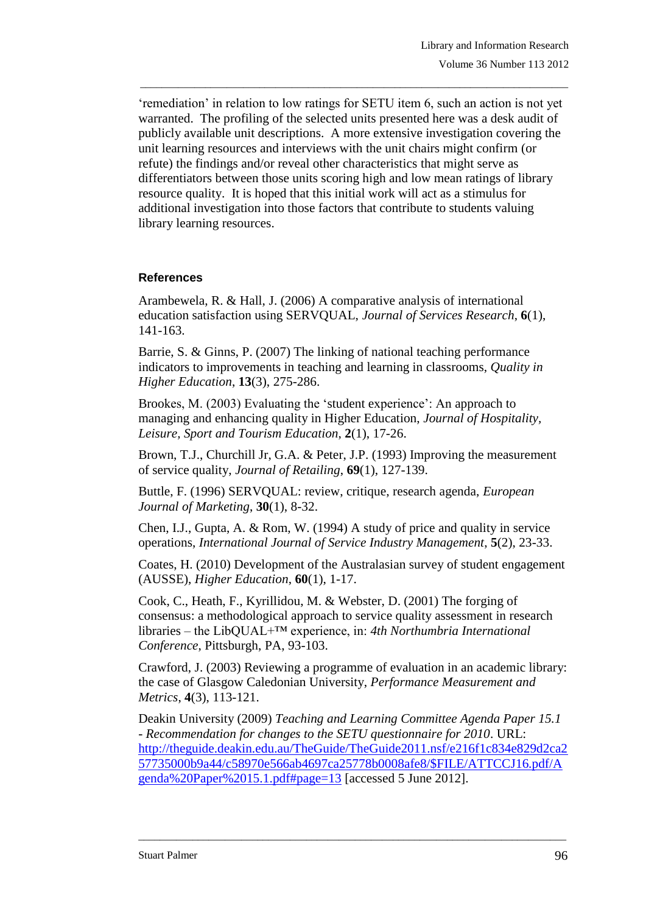'remediation' in relation to low ratings for SETU item 6, such an action is not yet warranted. The profiling of the selected units presented here was a desk audit of publicly available unit descriptions. A more extensive investigation covering the unit learning resources and interviews with the unit chairs might confirm (or refute) the findings and/or reveal other characteristics that might serve as differentiators between those units scoring high and low mean ratings of library resource quality. It is hoped that this initial work will act as a stimulus for additional investigation into those factors that contribute to students valuing library learning resources.

## References

Arambewela, R. & Hall, J. (2006) A comparative analysis of international education satisfaction using SERVQUAL, *Journal of Services Research*, **6**(1), 141-163.

Barrie, S. & Ginns, P. (2007) The linking of national teaching performance indicators to improvements in teaching and learning in classrooms, *Quality in Higher Education*, **13**(3), 275-286.

Brookes, M. (2003) Evaluating the 'student experience': An approach to managing and enhancing quality in Higher Education, *Journal of Hospitality, Leisure, Sport and Tourism Education*, **2**(1), 17-26.

Brown, T.J., Churchill Jr, G.A. & Peter, J.P. (1993) Improving the measurement of service quality, *Journal of Retailing*, **69**(1), 127-139.

Buttle, F. (1996) SERVQUAL: review, critique, research agenda, *European Journal of Marketing*, **30**(1), 8-32.

Chen, I.J., Gupta, A. & Rom, W. (1994) A study of price and quality in service operations, *International Journal of Service Industry Management*, **5**(2), 23-33.

Coates, H. (2010) Development of the Australasian survey of student engagement (AUSSE), *Higher Education*, **60**(1), 1-17.

Cook, C., Heath, F., Kyrillidou, M. & Webster, D. (2001) The forging of consensus: a methodological approach to service quality assessment in research libraries – the LibQUAL+™ experience, in: *4th Northumbria International Conference*, Pittsburgh, PA, 93-103.

Crawford, J. (2003) Reviewing a programme of evaluation in an academic library: the case of Glasgow Caledonian University, *Performance Measurement and Metrics*, **4**(3), 113-121.

Deakin University (2009) *Teaching and Learning Committee Agenda Paper 15.1 - Recommendation for changes to the SETU questionnaire for 2010*. URL: [http://theguide.deakin.edu.au/TheGuide/TheGuide2011.nsf/e216f1c834e829d2ca257735000b9a44/c58970e566ab4697ca25778b0008afe8/$FILE/ATTCCJ16.pdf/Agenda%20Paper%2015.1.pdf#page=13](http://theguide.deakin.edu.au/TheGuide/TheGuide2011.nsf/e216f1c834e829d2ca257735000b9a44/c58970e566ab4697ca25778b0008afe8/$FILE/ATTCCJ16.pdf/Agenda%20Paper%2015.1.pdf#page=13) [accessed 5 June 2012].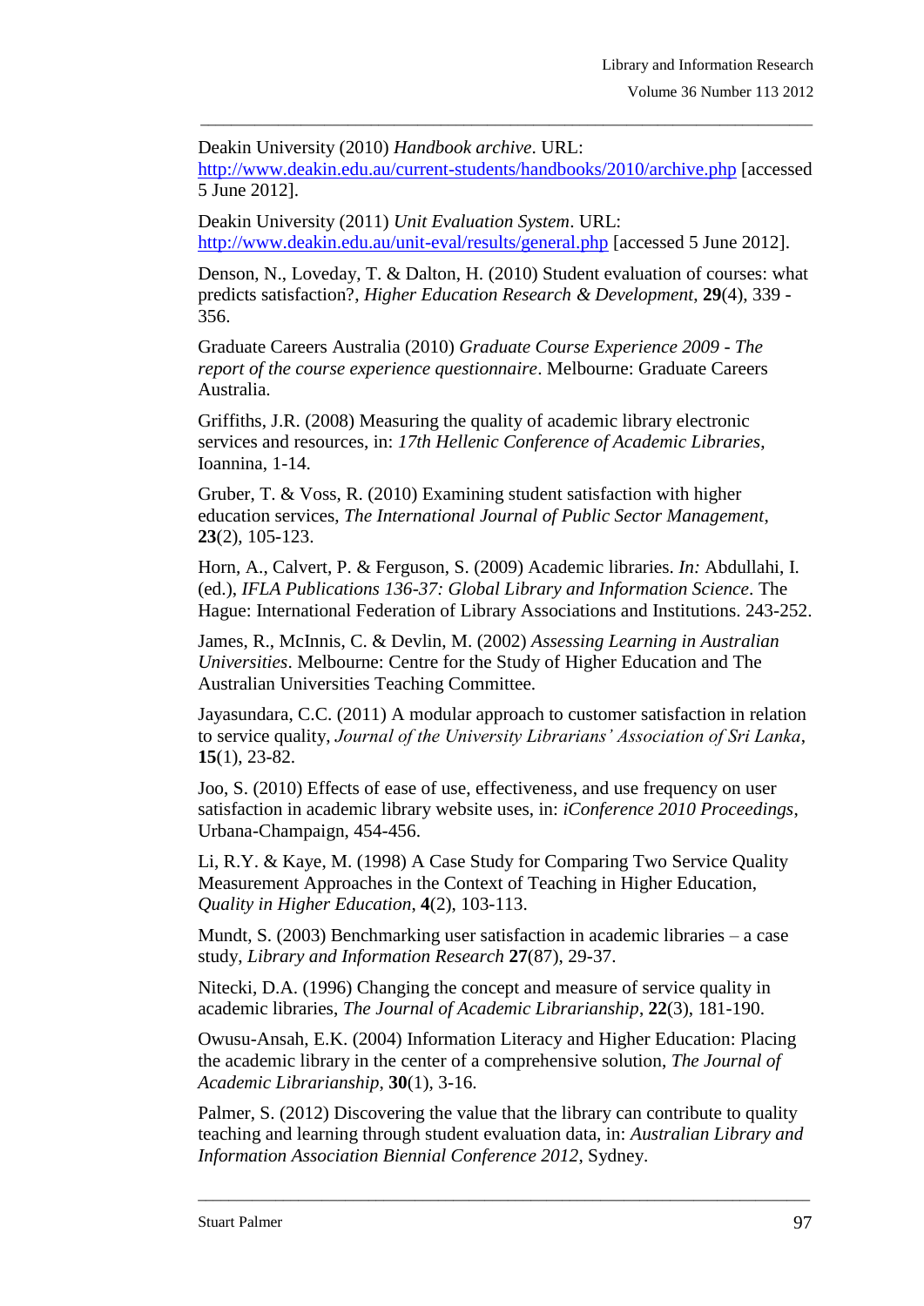Deakin University (2010) *Handbook archive*. URL: http://www.deakin.edu.au/current-students/handbooks/2010/archive.php [accessed 5 June 2012].

Deakin University (2011) *Unit Evaluation System*. URL: http://www.deakin.edu.au/unit-eval/results/general.php [accessed 5 June 2012].

Denson, N., Loveday, T. & Dalton, H. (2010) Student evaluation of courses: what predicts satisfaction?, *Higher Education Research & Development*, **29**(4), 339 - 356.

Graduate Careers Australia (2010) *Graduate Course Experience 2009 - The report of the course experience questionnaire*. Melbourne: Graduate Careers Australia.

Griffiths, J.R. (2008) Measuring the quality of academic library electronic services and resources, in: *17th Hellenic Conference of Academic Libraries*, Ioannina, 1-14.

Gruber, T. & Voss, R. (2010) Examining student satisfaction with higher education services, *The International Journal of Public Sector Management*, **23**(2), 105-123.

Horn, A., Calvert, P. & Ferguson, S. (2009) Academic libraries. *In:* Abdullahi, I. (ed.), *IFLA Publications 136-37: Global Library and Information Science*. The Hague: International Federation of Library Associations and Institutions. 243-252.

James, R., McInnis, C. & Devlin, M. (2002) *Assessing Learning in Australian Universities*. Melbourne: Centre for the Study of Higher Education and The Australian Universities Teaching Committee.

Jayasundara, C.C. (2011) A modular approach to customer satisfaction in relation to service quality, *Journal of the University Librarians' Association of Sri Lanka*, **15**(1), 23-82.

Joo, S. (2010) Effects of ease of use, effectiveness, and use frequency on user satisfaction in academic library website uses, in: *iConference 2010 Proceedings*, Urbana-Champaign, 454-456.

Li, R.Y. & Kaye, M. (1998) A Case Study for Comparing Two Service Quality Measurement Approaches in the Context of Teaching in Higher Education, *Quality in Higher Education*, **4**(2), 103-113.

Mundt, S. (2003) Benchmarking user satisfaction in academic libraries – a case study, *Library and Information Research* **27**(87), 29-37.

Nitecki, D.A. (1996) Changing the concept and measure of service quality in academic libraries, *The Journal of Academic Librarianship*, **22**(3), 181-190.

Owusu-Ansah, E.K. (2004) Information Literacy and Higher Education: Placing the academic library in the center of a comprehensive solution, *The Journal of Academic Librarianship*, **30**(1), 3-16.

Palmer, S. (2012) Discovering the value that the library can contribute to quality teaching and learning through student evaluation data, in: *Australian Library and Information Association Biennial Conference 2012*, Sydney.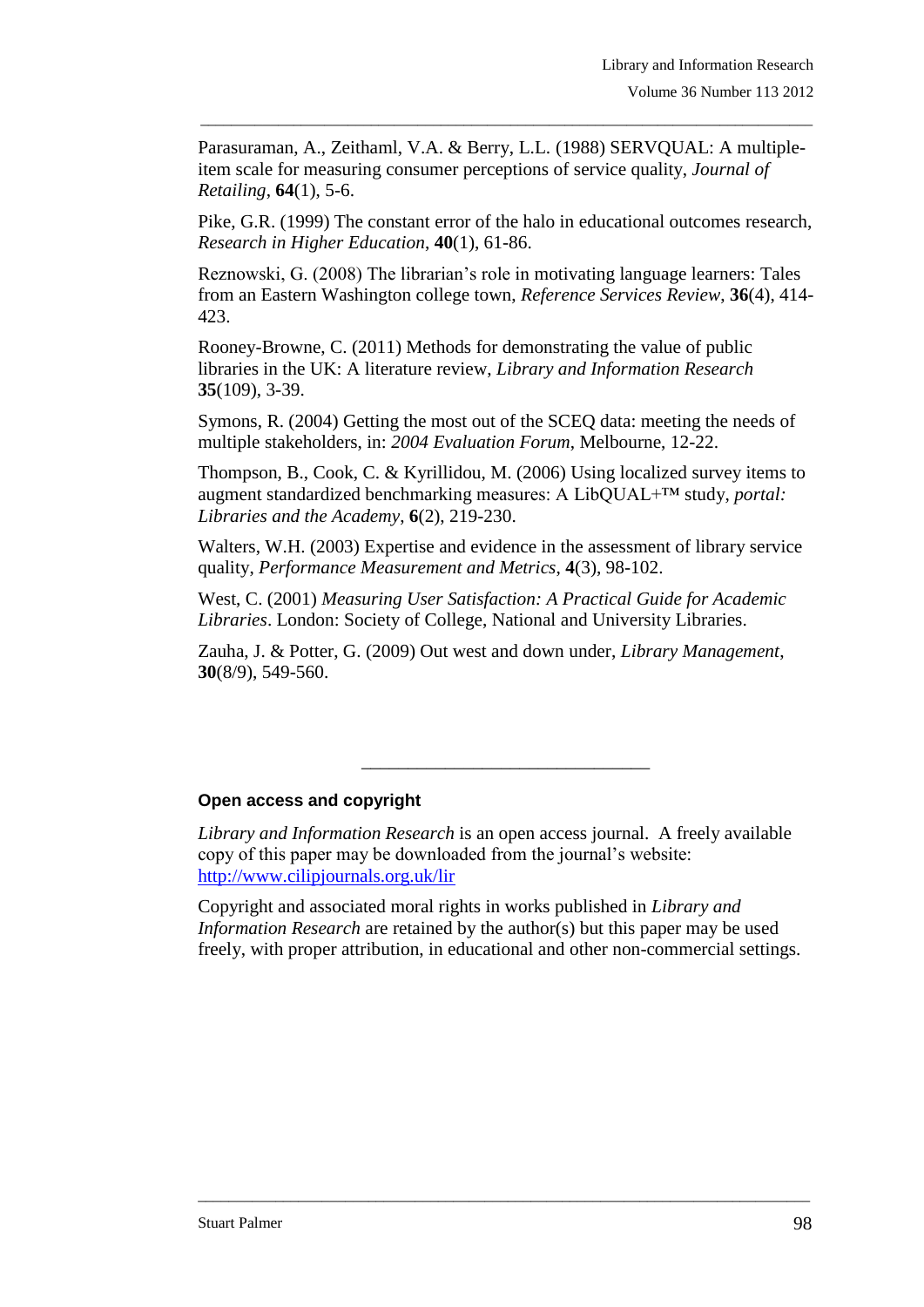Parasuraman, A., Zeithaml, V.A. & Berry, L.L. (1988) SERVQUAL: A multiple-item scale for measuring consumer perceptions of service quality, *Journal of Retailing*, **64**(1), 5-6.

Pike, G.R. (1999) The constant error of the halo in educational outcomes research, *Research in Higher Education*, **40**(1), 61-86.

Reznowski, G. (2008) The librarian's role in motivating language learners: Tales from an Eastern Washington college town, *Reference Services Review*, **36**(4), 414-423.

Rooney-Browne, C. (2011) Methods for demonstrating the value of public libraries in the UK: A literature review, *Library and Information Research* **35**(109), 3-39.

Symons, R. (2004) Getting the most out of the SCEQ data: meeting the needs of multiple stakeholders, in: *2004 Evaluation Forum*, Melbourne, 12-22.

Thompson, B., Cook, C. & Kyrillidou, M. (2006) Using localized survey items to augment standardized benchmarking measures: A LibQUAL+™ study, *portal: Libraries and the Academy*, **6**(2), 219-230.

Walters, W.H. (2003) Expertise and evidence in the assessment of library service quality, *Performance Measurement and Metrics*, **4**(3), 98-102.

West, C. (2001) *Measuring User Satisfaction: A Practical Guide for Academic Libraries*. London: Society of College, National and University Libraries.

Zauha, J. & Potter, G. (2009) Out west and down under, *Library Management*, **30**(8/9), 549-560.

---

**Open access and copyright**

*Library and Information Research* is an open access journal. A freely available copy of this paper may be downloaded from the journal's website: [http://www.cilipjournals.org.uk/lir](http://www.cilipjournals.org.uk/lir)

Copyright and associated moral rights in works published in *Library and Information Research* are retained by the author(s) but this paper may be used freely, with proper attribution, in educational and other non-commercial settings.